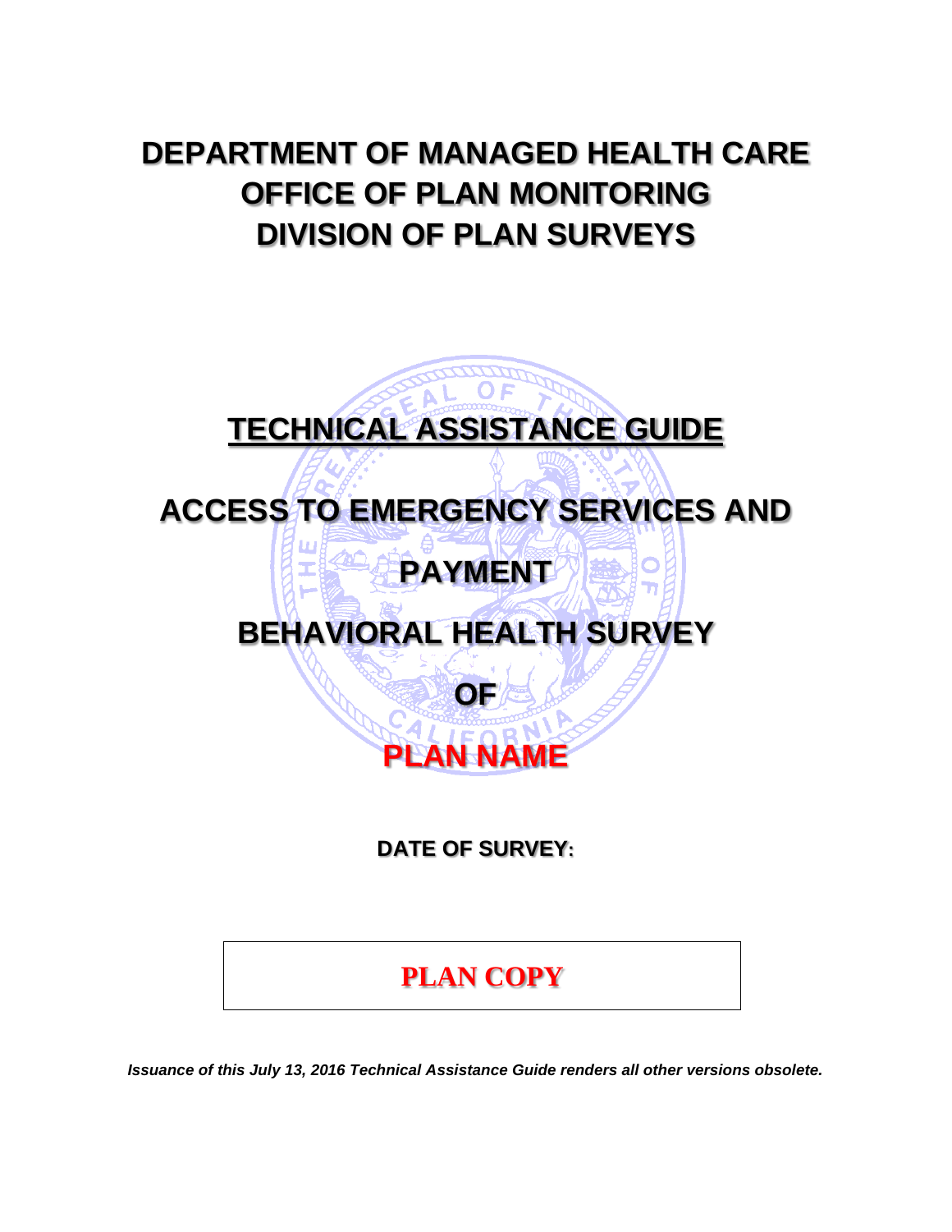# DEPARTMENT OF MANAGED HEALTH CARE
# OFFICE OF PLAN MONITORING
# DIVISION OF PLAN SURVEYS

## TECHNICAL ASSISTANCE GUIDE

## ACCESS TO EMERGENCY SERVICES AND PAYMENT

## BEHAVIORAL HEALTH SURVEY

## OF

## PLAN NAME

**DATE OF SURVEY:**

**PLAN COPY**

***Issuance of this July 13, 2016 Technical Assistance Guide renders all other versions obsolete.***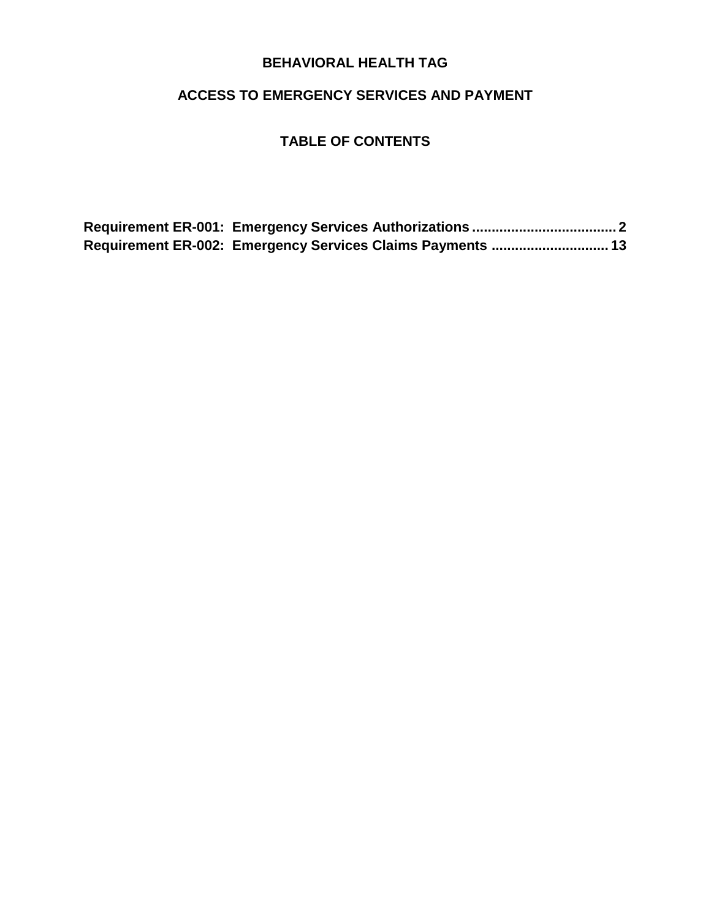# BEHAVIORAL HEALTH TAG

## ACCESS TO EMERGENCY SERVICES AND PAYMENT

## TABLE OF CONTENTS

**Requirement ER-001: Emergency Services Authorizations .................................... 2**
**Requirement ER-002: Emergency Services Claims Payments ............................. 13**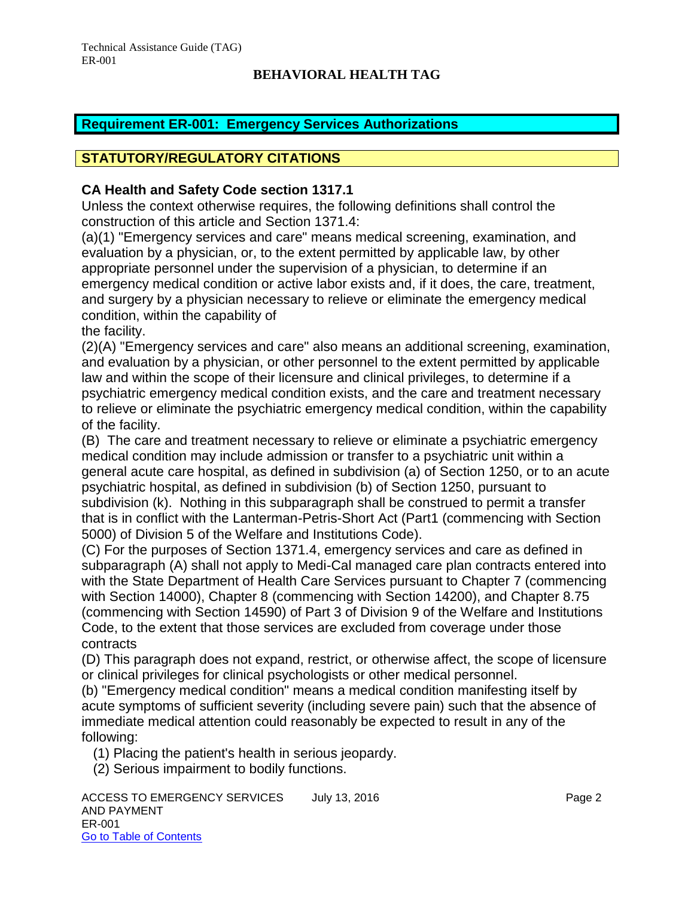## Requirement ER-001: Emergency Services Authorizations

## STATUTORY/REGULATORY CITATIONS

**CA Health and Safety Code section 1317.1**

Unless the context otherwise requires, the following definitions shall control the construction of this article and Section 1371.4:

(a)(1) "Emergency services and care" means medical screening, examination, and evaluation by a physician, or, to the extent permitted by applicable law, by other appropriate personnel under the supervision of a physician, to determine if an emergency medical condition or active labor exists and, if it does, the care, treatment, and surgery by a physician necessary to relieve or eliminate the emergency medical condition, within the capability of the facility.

(2)(A) "Emergency services and care" also means an additional screening, examination, and evaluation by a physician, or other personnel to the extent permitted by applicable law and within the scope of their licensure and clinical privileges, to determine if a psychiatric emergency medical condition exists, and the care and treatment necessary to relieve or eliminate the psychiatric emergency medical condition, within the capability of the facility.

(B) The care and treatment necessary to relieve or eliminate a psychiatric emergency medical condition may include admission or transfer to a psychiatric unit within a general acute care hospital, as defined in subdivision (a) of Section 1250, or to an acute psychiatric hospital, as defined in subdivision (b) of Section 1250, pursuant to subdivision (k). Nothing in this subparagraph shall be construed to permit a transfer that is in conflict with the Lanterman-Petris-Short Act (Part1 (commencing with Section 5000) of Division 5 of the Welfare and Institutions Code).

(C) For the purposes of Section 1371.4, emergency services and care as defined in subparagraph (A) shall not apply to Medi-Cal managed care plan contracts entered into with the State Department of Health Care Services pursuant to Chapter 7 (commencing with Section 14000), Chapter 8 (commencing with Section 14200), and Chapter 8.75 (commencing with Section 14590) of Part 3 of Division 9 of the Welfare and Institutions Code, to the extent that those services are excluded from coverage under those contracts

(D) This paragraph does not expand, restrict, or otherwise affect, the scope of licensure or clinical privileges for clinical psychologists or other medical personnel.

(b) "Emergency medical condition" means a medical condition manifesting itself by acute symptoms of sufficient severity (including severe pain) such that the absence of immediate medical attention could reasonably be expected to result in any of the following:

(1) Placing the patient's health in serious jeopardy.

(2) Serious impairment to bodily functions.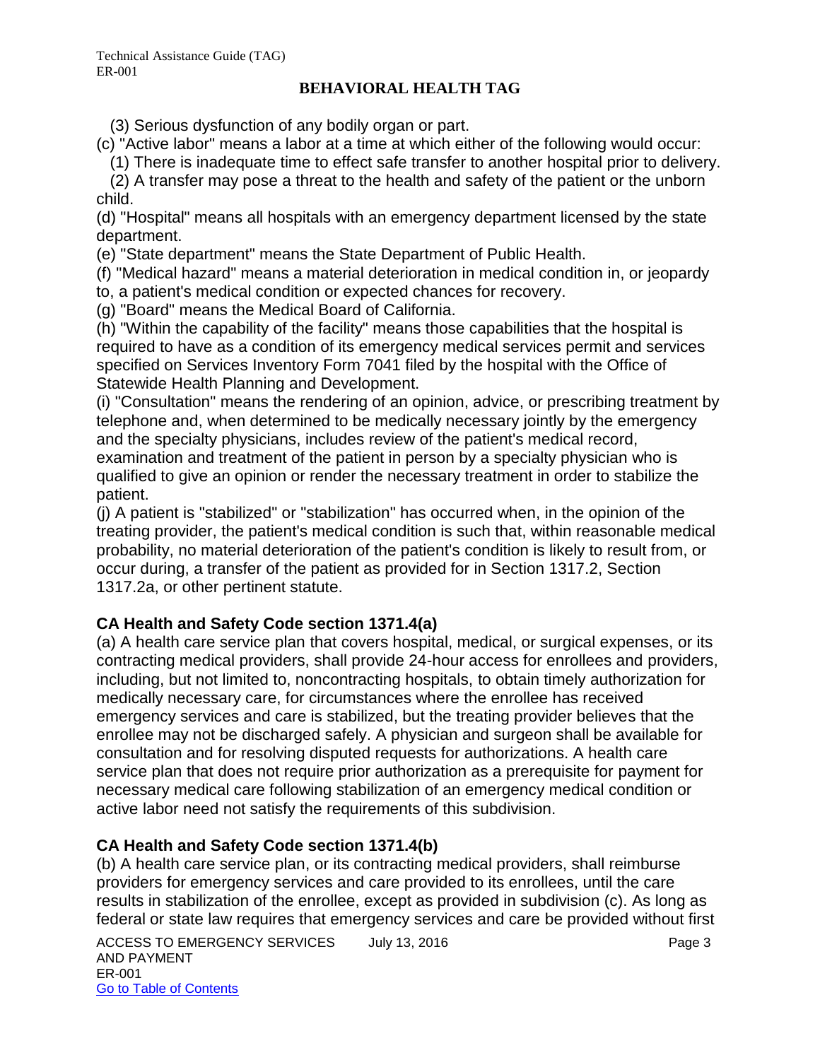(3) Serious dysfunction of any bodily organ or part.

(c) "Active labor" means a labor at a time at which either of the following would occur:

(1) There is inadequate time to effect safe transfer to another hospital prior to delivery.

(2) A transfer may pose a threat to the health and safety of the patient or the unborn child.

(d) "Hospital" means all hospitals with an emergency department licensed by the state department.

(e) "State department" means the State Department of Public Health.

(f) "Medical hazard" means a material deterioration in medical condition in, or jeopardy to, a patient's medical condition or expected chances for recovery.

(g) "Board" means the Medical Board of California.

(h) "Within the capability of the facility" means those capabilities that the hospital is required to have as a condition of its emergency medical services permit and services specified on Services Inventory Form 7041 filed by the hospital with the Office of Statewide Health Planning and Development.

(i) "Consultation" means the rendering of an opinion, advice, or prescribing treatment by telephone and, when determined to be medically necessary jointly by the emergency and the specialty physicians, includes review of the patient's medical record, examination and treatment of the patient in person by a specialty physician who is qualified to give an opinion or render the necessary treatment in order to stabilize the patient.

(j) A patient is "stabilized" or "stabilization" has occurred when, in the opinion of the treating provider, the patient's medical condition is such that, within reasonable medical probability, no material deterioration of the patient's condition is likely to result from, or occur during, a transfer of the patient as provided for in Section 1317.2, Section 1317.2a, or other pertinent statute.

## CA Health and Safety Code section 1371.4(a)

(a) A health care service plan that covers hospital, medical, or surgical expenses, or its contracting medical providers, shall provide 24-hour access for enrollees and providers, including, but not limited to, noncontracting hospitals, to obtain timely authorization for medically necessary care, for circumstances where the enrollee has received emergency services and care is stabilized, but the treating provider believes that the enrollee may not be discharged safely. A physician and surgeon shall be available for consultation and for resolving disputed requests for authorizations. A health care service plan that does not require prior authorization as a prerequisite for payment for necessary medical care following stabilization of an emergency medical condition or active labor need not satisfy the requirements of this subdivision.

## CA Health and Safety Code section 1371.4(b)

(b) A health care service plan, or its contracting medical providers, shall reimburse providers for emergency services and care provided to its enrollees, until the care results in stabilization of the enrollee, except as provided in subdivision (c). As long as federal or state law requires that emergency services and care be provided without first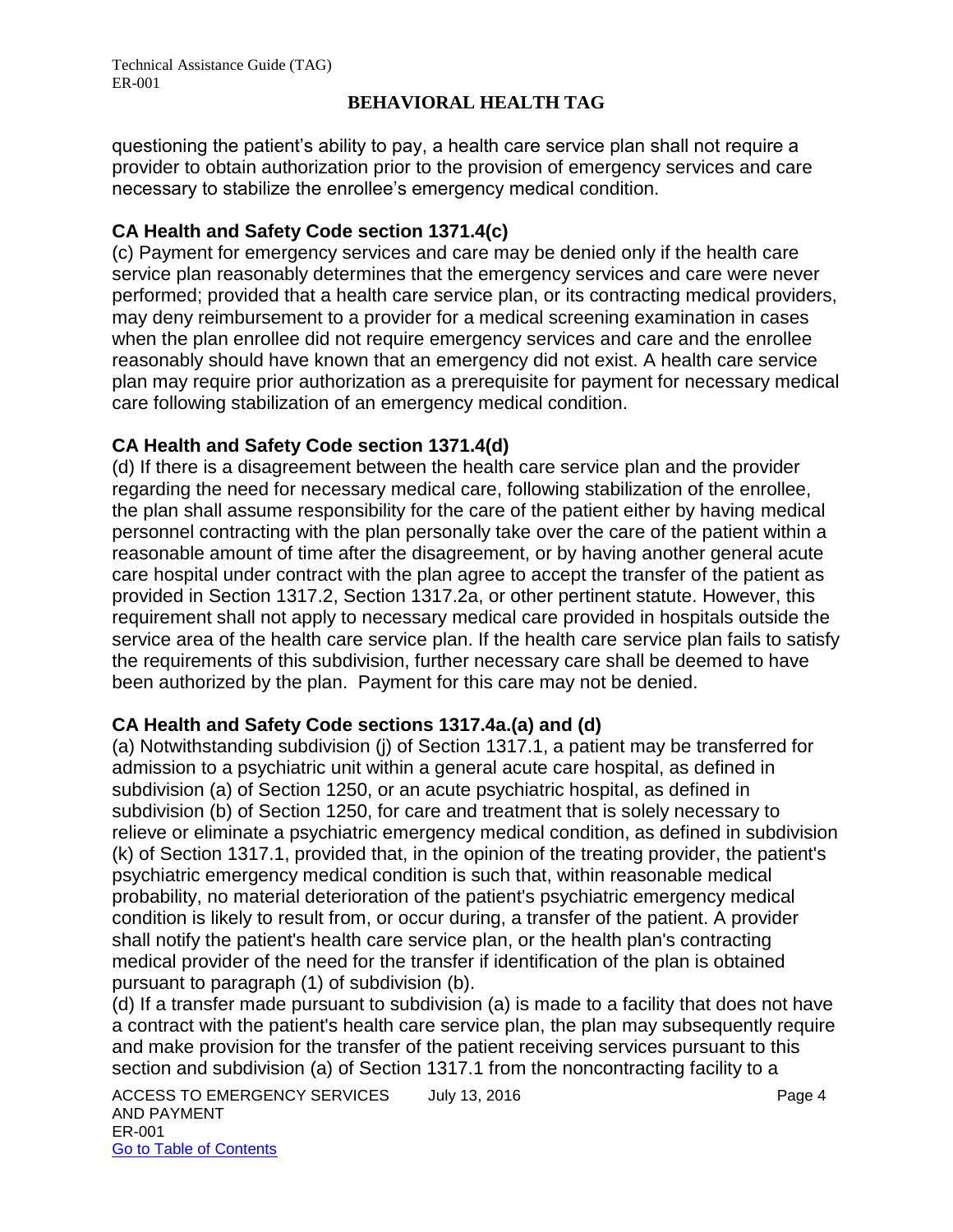questioning the patient's ability to pay, a health care service plan shall not require a provider to obtain authorization prior to the provision of emergency services and care necessary to stabilize the enrollee's emergency medical condition.

### CA Health and Safety Code section 1371.4(c)

(c) Payment for emergency services and care may be denied only if the health care service plan reasonably determines that the emergency services and care were never performed; provided that a health care service plan, or its contracting medical providers, may deny reimbursement to a provider for a medical screening examination in cases when the plan enrollee did not require emergency services and care and the enrollee reasonably should have known that an emergency did not exist. A health care service plan may require prior authorization as a prerequisite for payment for necessary medical care following stabilization of an emergency medical condition.

### CA Health and Safety Code section 1371.4(d)

(d) If there is a disagreement between the health care service plan and the provider regarding the need for necessary medical care, following stabilization of the enrollee, the plan shall assume responsibility for the care of the patient either by having medical personnel contracting with the plan personally take over the care of the patient within a reasonable amount of time after the disagreement, or by having another general acute care hospital under contract with the plan agree to accept the transfer of the patient as provided in Section 1317.2, Section 1317.2a, or other pertinent statute. However, this requirement shall not apply to necessary medical care provided in hospitals outside the service area of the health care service plan. If the health care service plan fails to satisfy the requirements of this subdivision, further necessary care shall be deemed to have been authorized by the plan. Payment for this care may not be denied.

### CA Health and Safety Code sections 1317.4a.(a) and (d)

(a) Notwithstanding subdivision (j) of Section 1317.1, a patient may be transferred for admission to a psychiatric unit within a general acute care hospital, as defined in subdivision (a) of Section 1250, or an acute psychiatric hospital, as defined in subdivision (b) of Section 1250, for care and treatment that is solely necessary to relieve or eliminate a psychiatric emergency medical condition, as defined in subdivision (k) of Section 1317.1, provided that, in the opinion of the treating provider, the patient's psychiatric emergency medical condition is such that, within reasonable medical probability, no material deterioration of the patient's psychiatric emergency medical condition is likely to result from, or occur during, a transfer of the patient. A provider shall notify the patient's health care service plan, or the health plan's contracting medical provider of the need for the transfer if identification of the plan is obtained pursuant to paragraph (1) of subdivision (b).

(d) If a transfer made pursuant to subdivision (a) is made to a facility that does not have a contract with the patient's health care service plan, the plan may subsequently require and make provision for the transfer of the patient receiving services pursuant to this section and subdivision (a) of Section 1317.1 from the noncontracting facility to a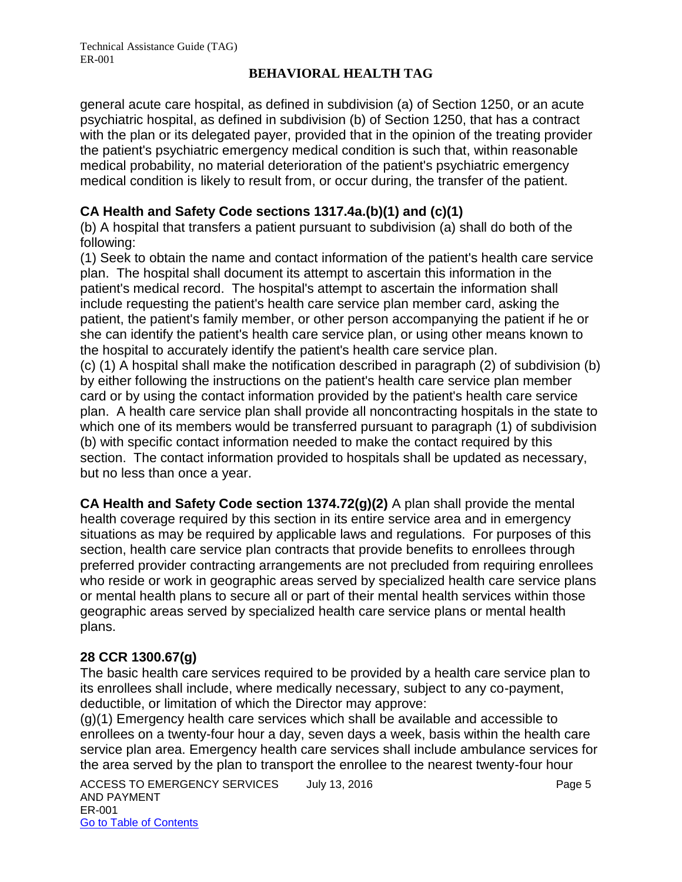general acute care hospital, as defined in subdivision (a) of Section 1250, or an acute psychiatric hospital, as defined in subdivision (b) of Section 1250, that has a contract with the plan or its delegated payer, provided that in the opinion of the treating provider the patient's psychiatric emergency medical condition is such that, within reasonable medical probability, no material deterioration of the patient's psychiatric emergency medical condition is likely to result from, or occur during, the transfer of the patient.

**CA Health and Safety Code sections 1317.4a.(b)(1) and (c)(1)**

(b) A hospital that transfers a patient pursuant to subdivision (a) shall do both of the following:

(1) Seek to obtain the name and contact information of the patient's health care service plan. The hospital shall document its attempt to ascertain this information in the patient's medical record. The hospital's attempt to ascertain the information shall include requesting the patient's health care service plan member card, asking the patient, the patient's family member, or other person accompanying the patient if he or she can identify the patient's health care service plan, or using other means known to the hospital to accurately identify the patient's health care service plan.

(c) (1) A hospital shall make the notification described in paragraph (2) of subdivision (b) by either following the instructions on the patient's health care service plan member card or by using the contact information provided by the patient's health care service plan. A health care service plan shall provide all noncontracting hospitals in the state to which one of its members would be transferred pursuant to paragraph (1) of subdivision (b) with specific contact information needed to make the contact required by this section. The contact information provided to hospitals shall be updated as necessary, but no less than once a year.

**CA Health and Safety Code section 1374.72(g)(2)** A plan shall provide the mental health coverage required by this section in its entire service area and in emergency situations as may be required by applicable laws and regulations. For purposes of this section, health care service plan contracts that provide benefits to enrollees through preferred provider contracting arrangements are not precluded from requiring enrollees who reside or work in geographic areas served by specialized health care service plans or mental health plans to secure all or part of their mental health services within those geographic areas served by specialized health care service plans or mental health plans.

**28 CCR 1300.67(g)**

The basic health care services required to be provided by a health care service plan to its enrollees shall include, where medically necessary, subject to any co-payment, deductible, or limitation of which the Director may approve:

(g)(1) Emergency health care services which shall be available and accessible to enrollees on a twenty-four hour a day, seven days a week, basis within the health care service plan area. Emergency health care services shall include ambulance services for the area served by the plan to transport the enrollee to the nearest twenty-four hour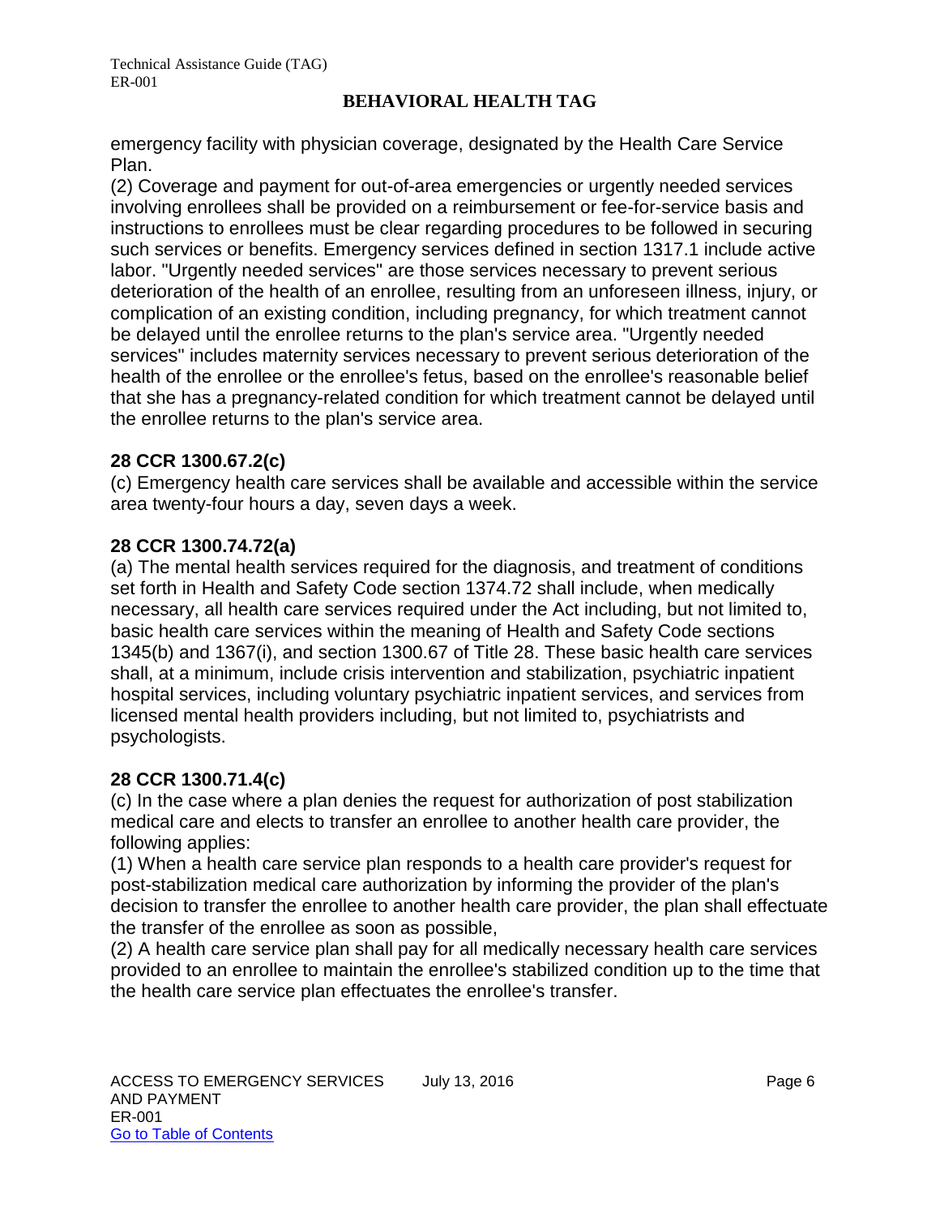emergency facility with physician coverage, designated by the Health Care Service Plan.

(2) Coverage and payment for out-of-area emergencies or urgently needed services involving enrollees shall be provided on a reimbursement or fee-for-service basis and instructions to enrollees must be clear regarding procedures to be followed in securing such services or benefits. Emergency services defined in section 1317.1 include active labor. "Urgently needed services" are those services necessary to prevent serious deterioration of the health of an enrollee, resulting from an unforeseen illness, injury, or complication of an existing condition, including pregnancy, for which treatment cannot be delayed until the enrollee returns to the plan's service area. "Urgently needed services" includes maternity services necessary to prevent serious deterioration of the health of the enrollee or the enrollee's fetus, based on the enrollee's reasonable belief that she has a pregnancy-related condition for which treatment cannot be delayed until the enrollee returns to the plan's service area.

**28 CCR 1300.67.2(c)**

(c) Emergency health care services shall be available and accessible within the service area twenty-four hours a day, seven days a week.

**28 CCR 1300.74.72(a)**

(a) The mental health services required for the diagnosis, and treatment of conditions set forth in Health and Safety Code section 1374.72 shall include, when medically necessary, all health care services required under the Act including, but not limited to, basic health care services within the meaning of Health and Safety Code sections 1345(b) and 1367(i), and section 1300.67 of Title 28. These basic health care services shall, at a minimum, include crisis intervention and stabilization, psychiatric inpatient hospital services, including voluntary psychiatric inpatient services, and services from licensed mental health providers including, but not limited to, psychiatrists and psychologists.

**28 CCR 1300.71.4(c)**

(c) In the case where a plan denies the request for authorization of post stabilization medical care and elects to transfer an enrollee to another health care provider, the following applies:

(1) When a health care service plan responds to a health care provider's request for post-stabilization medical care authorization by informing the provider of the plan's decision to transfer the enrollee to another health care provider, the plan shall effectuate the transfer of the enrollee as soon as possible,

(2) A health care service plan shall pay for all medically necessary health care services provided to an enrollee to maintain the enrollee's stabilized condition up to the time that the health care service plan effectuates the enrollee's transfer.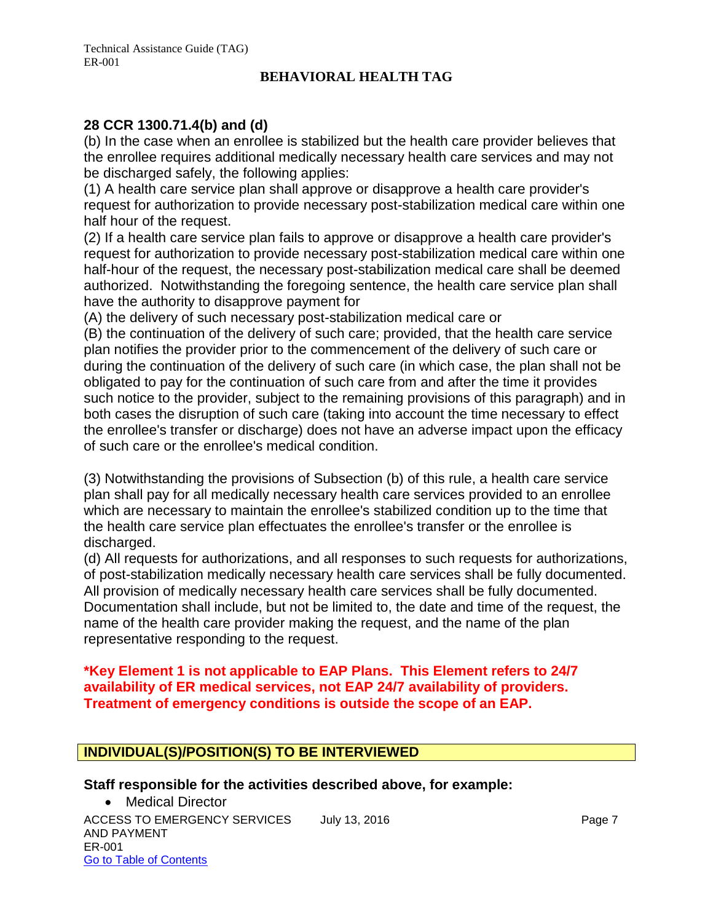### 28 CCR 1300.71.4(b) and (d)

(b) In the case when an enrollee is stabilized but the health care provider believes that the enrollee requires additional medically necessary health care services and may not be discharged safely, the following applies:

(1) A health care service plan shall approve or disapprove a health care provider's request for authorization to provide necessary post-stabilization medical care within one half hour of the request.

(2) If a health care service plan fails to approve or disapprove a health care provider's request for authorization to provide necessary post-stabilization medical care within one half-hour of the request, the necessary post-stabilization medical care shall be deemed authorized. Notwithstanding the foregoing sentence, the health care service plan shall have the authority to disapprove payment for

(A) the delivery of such necessary post-stabilization medical care or

(B) the continuation of the delivery of such care; provided, that the health care service plan notifies the provider prior to the commencement of the delivery of such care or during the continuation of the delivery of such care (in which case, the plan shall not be obligated to pay for the continuation of such care from and after the time it provides such notice to the provider, subject to the remaining provisions of this paragraph) and in both cases the disruption of such care (taking into account the time necessary to effect the enrollee's transfer or discharge) does not have an adverse impact upon the efficacy of such care or the enrollee's medical condition.

(3) Notwithstanding the provisions of Subsection (b) of this rule, a health care service plan shall pay for all medically necessary health care services provided to an enrollee which are necessary to maintain the enrollee's stabilized condition up to the time that the health care service plan effectuates the enrollee's transfer or the enrollee is discharged.

(d) All requests for authorizations, and all responses to such requests for authorizations, of post-stabilization medically necessary health care services shall be fully documented. All provision of medically necessary health care services shall be fully documented. Documentation shall include, but not be limited to, the date and time of the request, the name of the health care provider making the request, and the name of the plan representative responding to the request.

**\*Key Element 1 is not applicable to EAP Plans. This Element refers to 24/7 availability of ER medical services, not EAP 24/7 availability of providers. Treatment of emergency conditions is outside the scope of an EAP.**

## INDIVIDUAL(S)/POSITION(S) TO BE INTERVIEWED

**Staff responsible for the activities described above, for example:**

- Medical Director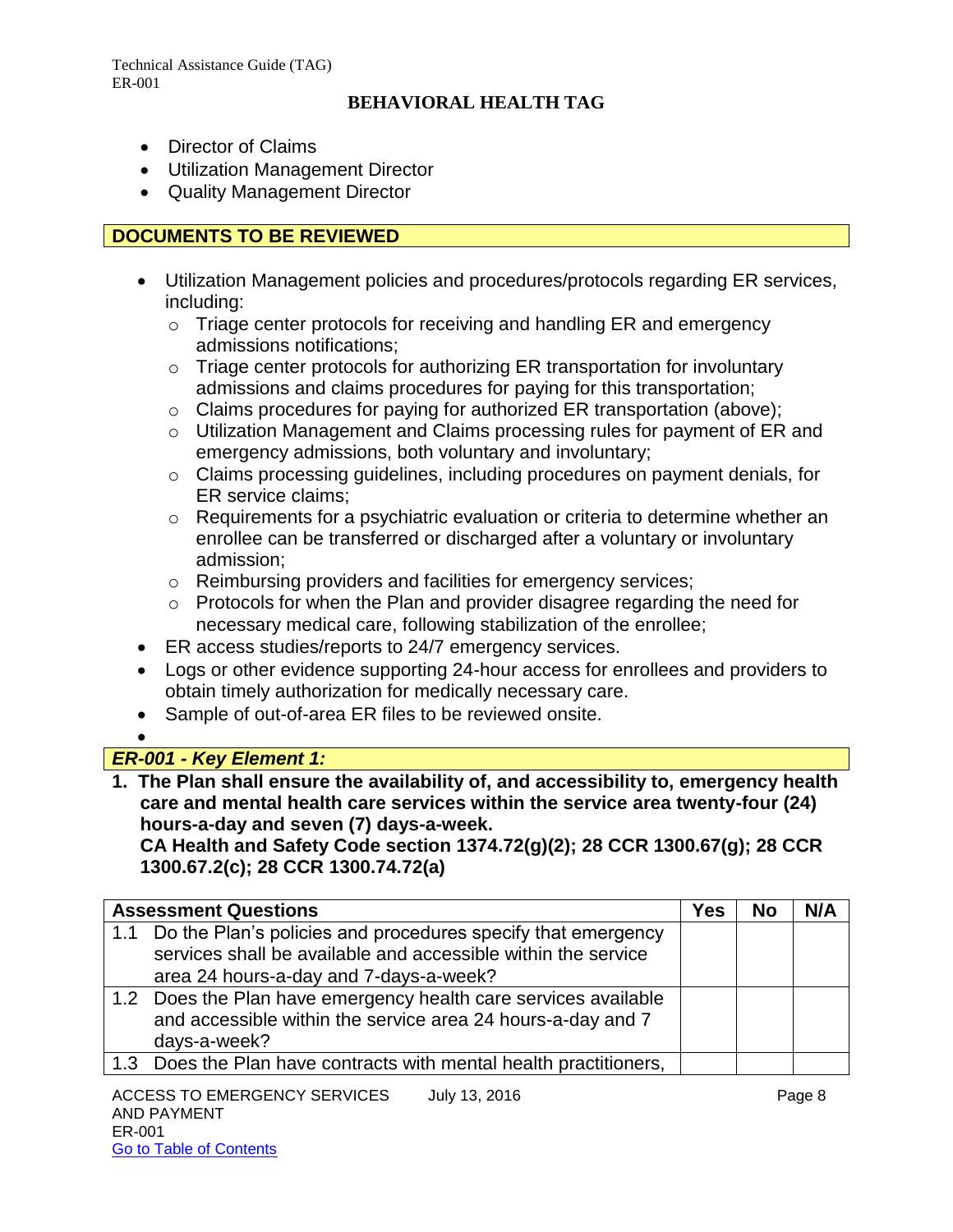- Director of Claims
- Utilization Management Director
- Quality Management Director

## DOCUMENTS TO BE REVIEWED

- Utilization Management policies and procedures/protocols regarding ER services, including:
  - Triage center protocols for receiving and handling ER and emergency admissions notifications;
  - Triage center protocols for authorizing ER transportation for involuntary admissions and claims procedures for paying for this transportation;
  - Claims procedures for paying for authorized ER transportation (above);
  - Utilization Management and Claims processing rules for payment of ER and emergency admissions, both voluntary and involuntary;
  - Claims processing guidelines, including procedures on payment denials, for ER service claims;
  - Requirements for a psychiatric evaluation or criteria to determine whether an enrollee can be transferred or discharged after a voluntary or involuntary admission;
  - Reimbursing providers and facilities for emergency services;
  - Protocols for when the Plan and provider disagree regarding the need for necessary medical care, following stabilization of the enrollee;
- ER access studies/reports to 24/7 emergency services.
- Logs or other evidence supporting 24-hour access for enrollees and providers to obtain timely authorization for medically necessary care.
- Sample of out-of-area ER files to be reviewed onsite.

### *ER-001 - Key Element 1:*

**1. The Plan shall ensure the availability of, and accessibility to, emergency health care and mental health care services within the service area twenty-four (24) hours-a-day and seven (7) days-a-week.**
**CA Health and Safety Code section 1374.72(g)(2); 28 CCR 1300.67(g); 28 CCR 1300.67.2(c); 28 CCR 1300.74.72(a)**

| Assessment Questions | Yes | No | N/A |
|---|---|---|---|
| 1.1 Do the Plan's policies and procedures specify that emergency services shall be available and accessible within the service area 24 hours-a-day and 7-days-a-week? | | | |
| 1.2 Does the Plan have emergency health care services available and accessible within the service area 24 hours-a-day and 7 days-a-week? | | | |
| 1.3 Does the Plan have contracts with mental health practitioners, | | | |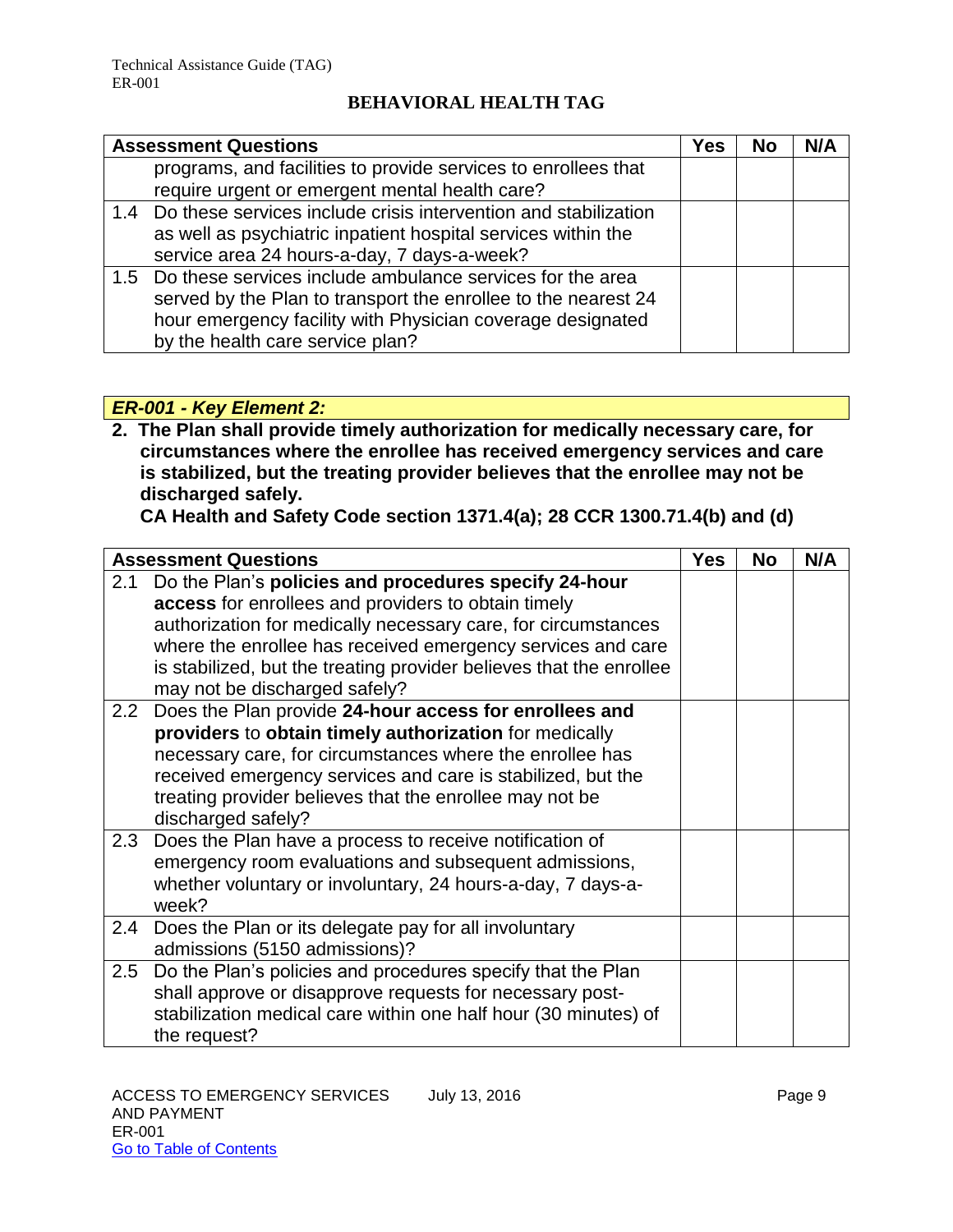| Assessment Questions | Yes | No | N/A |
|---|---|---|---|
| programs, and facilities to provide services to enrollees that require urgent or emergent mental health care? | | | |
| 1.4 Do these services include crisis intervention and stabilization as well as psychiatric inpatient hospital services within the service area 24 hours-a-day, 7 days-a-week? | | | |
| 1.5 Do these services include ambulance services for the area served by the Plan to transport the enrollee to the nearest 24 hour emergency facility with Physician coverage designated by the health care service plan? | | | |

***ER-001 - Key Element 2:***

**2. The Plan shall provide timely authorization for medically necessary care, for circumstances where the enrollee has received emergency services and care is stabilized, but the treating provider believes that the enrollee may not be discharged safely.**
**CA Health and Safety Code section 1371.4(a); 28 CCR 1300.71.4(b) and (d)**

| Assessment Questions | Yes | No | N/A |
|---|---|---|---|
| 2.1 Do the Plan's **policies and procedures specify 24-hour access** for enrollees and providers to obtain timely authorization for medically necessary care, for circumstances where the enrollee has received emergency services and care is stabilized, but the treating provider believes that the enrollee may not be discharged safely? | | | |
| 2.2 Does the Plan provide **24-hour access for enrollees and providers** to **obtain timely authorization** for medically necessary care, for circumstances where the enrollee has received emergency services and care is stabilized, but the treating provider believes that the enrollee may not be discharged safely? | | | |
| 2.3 Does the Plan have a process to receive notification of emergency room evaluations and subsequent admissions, whether voluntary or involuntary, 24 hours-a-day, 7 days-a-week? | | | |
| 2.4 Does the Plan or its delegate pay for all involuntary admissions (5150 admissions)? | | | |
| 2.5 Do the Plan's policies and procedures specify that the Plan shall approve or disapprove requests for necessary post-stabilization medical care within one half hour (30 minutes) of the request? | | | |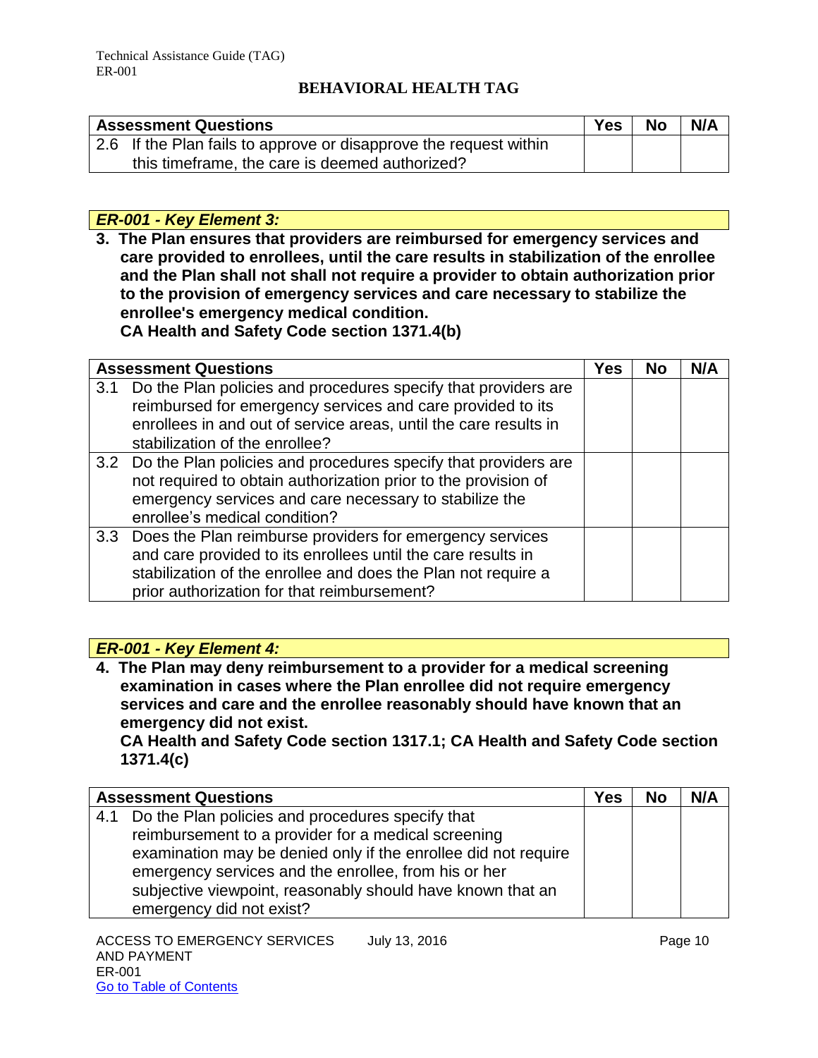| Assessment Questions | Yes | No | N/A |
|---|---|---|---|
| 2.6 If the Plan fails to approve or disapprove the request within this timeframe, the care is deemed authorized? | | | |

***ER-001 - Key Element 3:***

**3. The Plan ensures that providers are reimbursed for emergency services and care provided to enrollees, until the care results in stabilization of the enrollee and the Plan shall not shall not require a provider to obtain authorization prior to the provision of emergency services and care necessary to stabilize the enrollee's emergency medical condition.**
**CA Health and Safety Code section 1371.4(b)**

| Assessment Questions | Yes | No | N/A |
|---|---|---|---|
| 3.1 Do the Plan policies and procedures specify that providers are reimbursed for emergency services and care provided to its enrollees in and out of service areas, until the care results in stabilization of the enrollee? | | | |
| 3.2 Do the Plan policies and procedures specify that providers are not required to obtain authorization prior to the provision of emergency services and care necessary to stabilize the enrollee's medical condition? | | | |
| 3.3 Does the Plan reimburse providers for emergency services and care provided to its enrollees until the care results in stabilization of the enrollee and does the Plan not require a prior authorization for that reimbursement? | | | |

***ER-001 - Key Element 4:***

**4. The Plan may deny reimbursement to a provider for a medical screening examination in cases where the Plan enrollee did not require emergency services and care and the enrollee reasonably should have known that an emergency did not exist.**
**CA Health and Safety Code section 1317.1; CA Health and Safety Code section 1371.4(c)**

| Assessment Questions | Yes | No | N/A |
|---|---|---|---|
| 4.1 Do the Plan policies and procedures specify that reimbursement to a provider for a medical screening examination may be denied only if the enrollee did not require emergency services and the enrollee, from his or her subjective viewpoint, reasonably should have known that an emergency did not exist? | | | |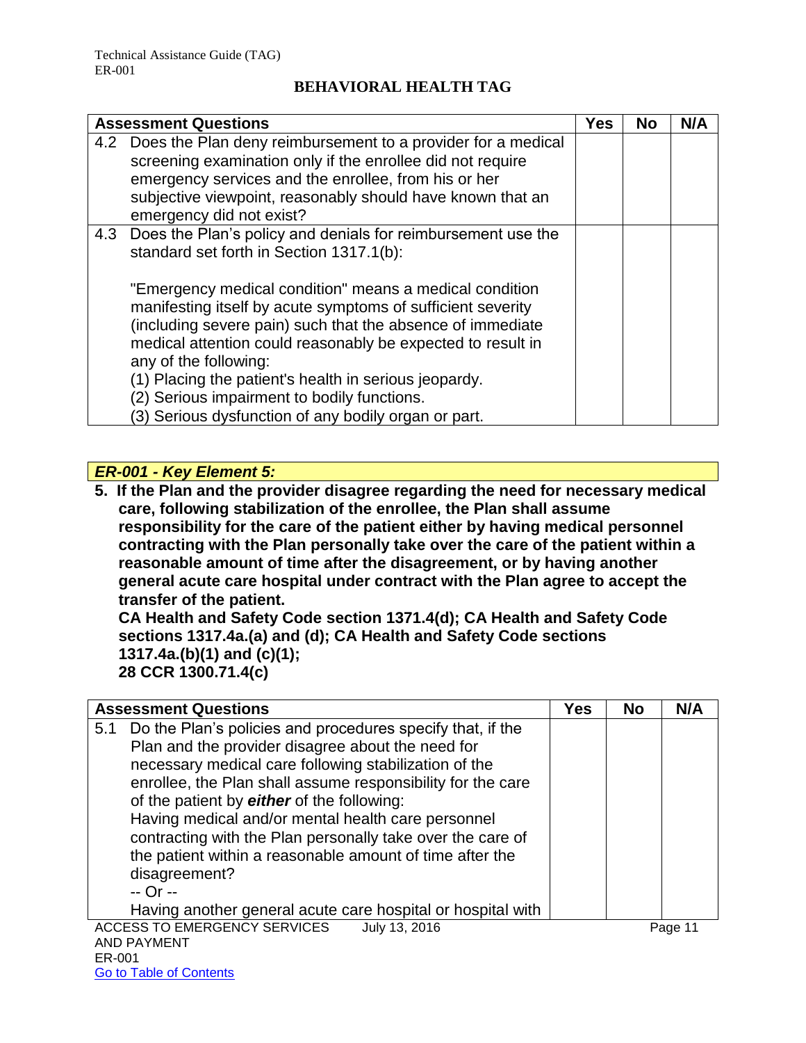| Assessment Questions | Yes | No | N/A |
|---|---|---|---|
| 4.2 Does the Plan deny reimbursement to a provider for a medical screening examination only if the enrollee did not require emergency services and the enrollee, from his or her subjective viewpoint, reasonably should have known that an emergency did not exist? | | | |
| 4.3 Does the Plan's policy and denials for reimbursement use the standard set forth in Section 1317.1(b):<br><br>"Emergency medical condition" means a medical condition manifesting itself by acute symptoms of sufficient severity (including severe pain) such that the absence of immediate medical attention could reasonably be expected to result in any of the following:<br>(1) Placing the patient's health in serious jeopardy.<br>(2) Serious impairment to bodily functions.<br>(3) Serious dysfunction of any bodily organ or part. | | | |

### *ER-001 - Key Element 5:*

**5. If the Plan and the provider disagree regarding the need for necessary medical care, following stabilization of the enrollee, the Plan shall assume responsibility for the care of the patient either by having medical personnel contracting with the Plan personally take over the care of the patient within a reasonable amount of time after the disagreement, or by having another general acute care hospital under contract with the Plan agree to accept the transfer of the patient.**
**CA Health and Safety Code section 1371.4(d); CA Health and Safety Code sections 1317.4a.(a) and (d); CA Health and Safety Code sections 1317.4a.(b)(1) and (c)(1);**
**28 CCR 1300.71.4(c)**

| Assessment Questions | Yes | No | N/A |
|---|---|---|---|
| 5.1 Do the Plan's policies and procedures specify that, if the Plan and the provider disagree about the need for necessary medical care following stabilization of the enrollee, the Plan shall assume responsibility for the care of the patient by ***either*** of the following:<br>Having medical and/or mental health care personnel contracting with the Plan personally take over the care of the patient within a reasonable amount of time after the disagreement?<br>-- Or --<br>Having another general acute care hospital or hospital with | | | |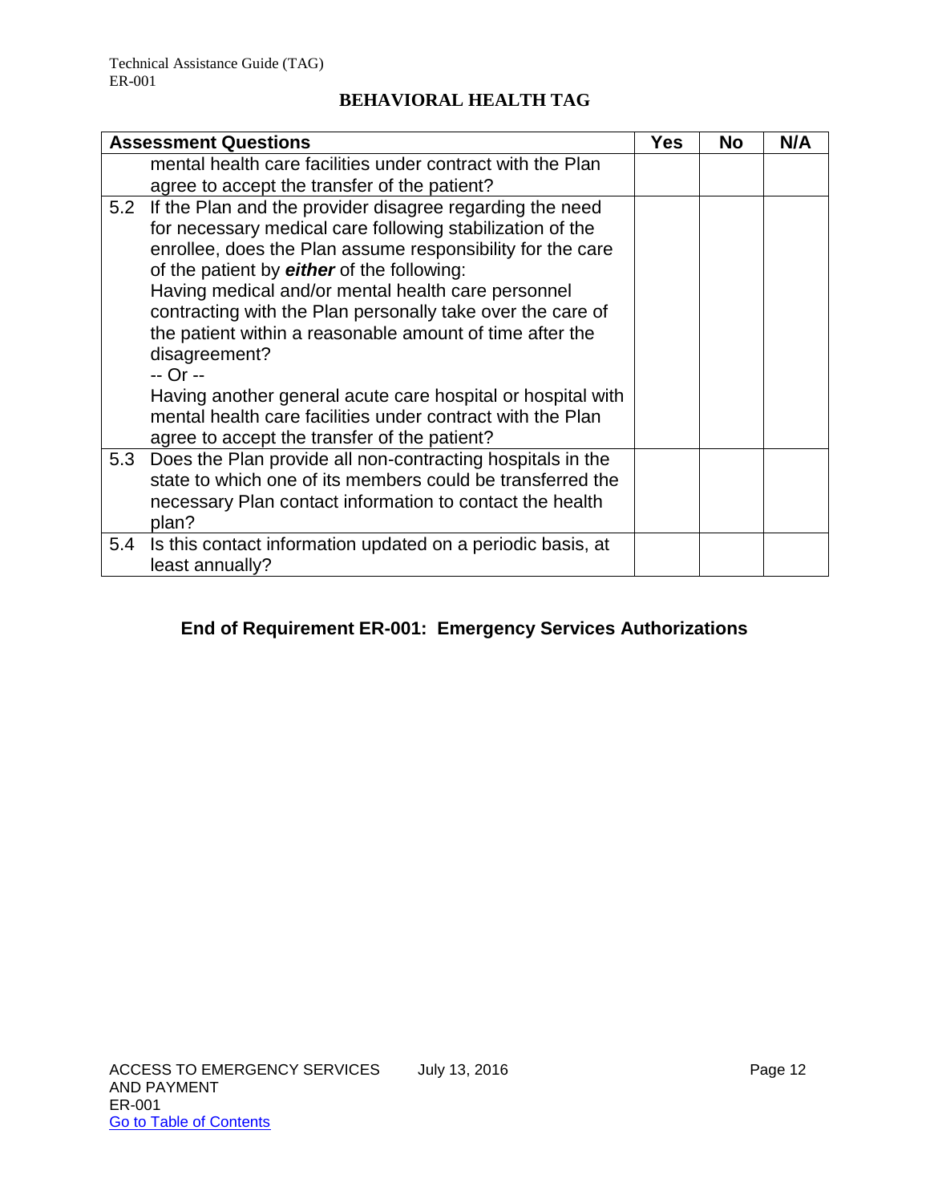**BEHAVIORAL HEALTH TAG**

| Assessment Questions | Yes | No | N/A |
|---|---|---|---|
| mental health care facilities under contract with the Plan agree to accept the transfer of the patient? | | | |
| 5.2 If the Plan and the provider disagree regarding the need for necessary medical care following stabilization of the enrollee, does the Plan assume responsibility for the care of the patient by ***either*** of the following:<br>Having medical and/or mental health care personnel contracting with the Plan personally take over the care of the patient within a reasonable amount of time after the disagreement?<br>-- Or --<br>Having another general acute care hospital or hospital with mental health care facilities under contract with the Plan agree to accept the transfer of the patient? | | | |
| 5.3 Does the Plan provide all non-contracting hospitals in the state to which one of its members could be transferred the necessary Plan contact information to contact the health plan? | | | |
| 5.4 Is this contact information updated on a periodic basis, at least annually? | | | |

**End of Requirement ER-001: Emergency Services Authorizations**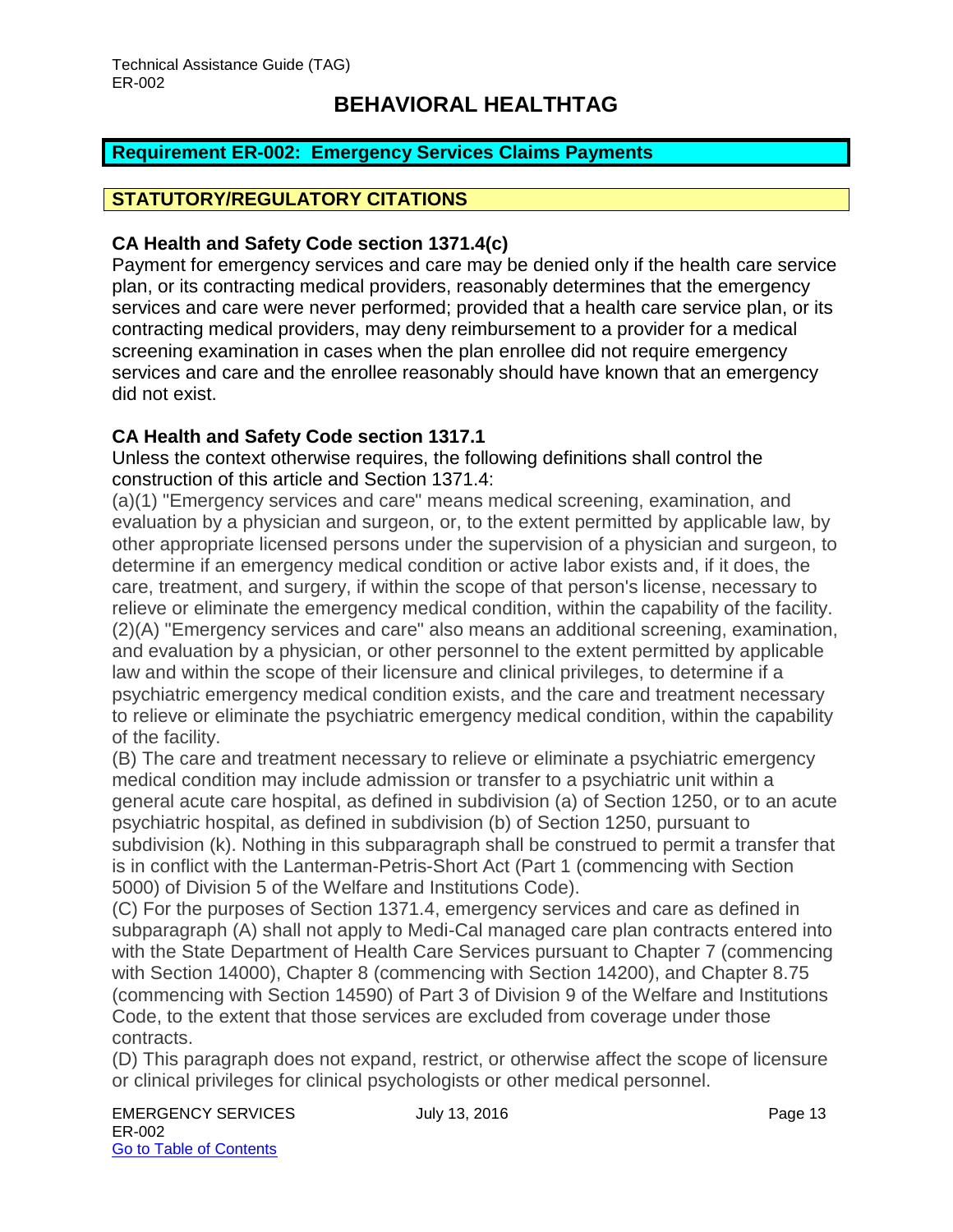## Requirement ER-002: Emergency Services Claims Payments

### STATUTORY/REGULATORY CITATIONS

**CA Health and Safety Code section 1371.4(c)**

Payment for emergency services and care may be denied only if the health care service plan, or its contracting medical providers, reasonably determines that the emergency services and care were never performed; provided that a health care service plan, or its contracting medical providers, may deny reimbursement to a provider for a medical screening examination in cases when the plan enrollee did not require emergency services and care and the enrollee reasonably should have known that an emergency did not exist.

**CA Health and Safety Code section 1317.1**

Unless the context otherwise requires, the following definitions shall control the construction of this article and Section 1371.4:

(a)(1) "Emergency services and care" means medical screening, examination, and evaluation by a physician and surgeon, or, to the extent permitted by applicable law, by other appropriate licensed persons under the supervision of a physician and surgeon, to determine if an emergency medical condition or active labor exists and, if it does, the care, treatment, and surgery, if within the scope of that person's license, necessary to relieve or eliminate the emergency medical condition, within the capability of the facility.

(2)(A) "Emergency services and care" also means an additional screening, examination, and evaluation by a physician, or other personnel to the extent permitted by applicable law and within the scope of their licensure and clinical privileges, to determine if a psychiatric emergency medical condition exists, and the care and treatment necessary to relieve or eliminate the psychiatric emergency medical condition, within the capability of the facility.

(B) The care and treatment necessary to relieve or eliminate a psychiatric emergency medical condition may include admission or transfer to a psychiatric unit within a general acute care hospital, as defined in subdivision (a) of Section 1250, or to an acute psychiatric hospital, as defined in subdivision (b) of Section 1250, pursuant to subdivision (k). Nothing in this subparagraph shall be construed to permit a transfer that is in conflict with the Lanterman-Petris-Short Act (Part 1 (commencing with Section 5000) of Division 5 of the Welfare and Institutions Code).

(C) For the purposes of Section 1371.4, emergency services and care as defined in subparagraph (A) shall not apply to Medi-Cal managed care plan contracts entered into with the State Department of Health Care Services pursuant to Chapter 7 (commencing with Section 14000), Chapter 8 (commencing with Section 14200), and Chapter 8.75 (commencing with Section 14590) of Part 3 of Division 9 of the Welfare and Institutions Code, to the extent that those services are excluded from coverage under those contracts.

(D) This paragraph does not expand, restrict, or otherwise affect the scope of licensure or clinical privileges for clinical psychologists or other medical personnel.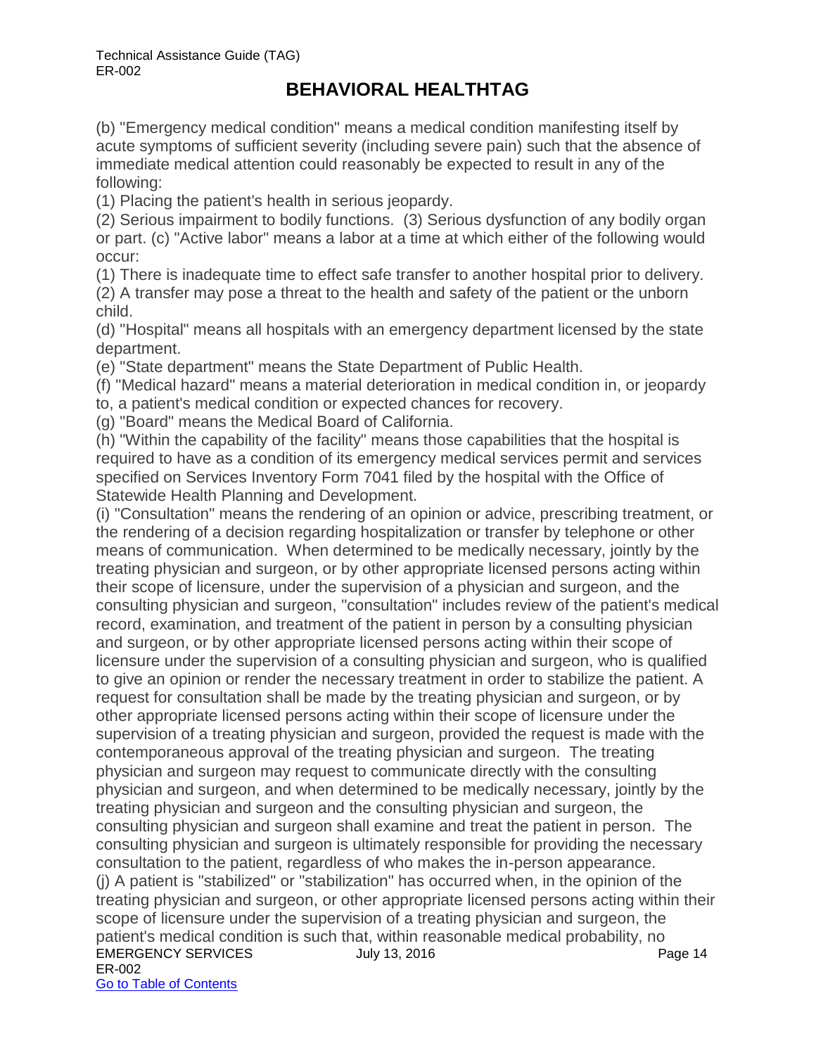(b) "Emergency medical condition" means a medical condition manifesting itself by acute symptoms of sufficient severity (including severe pain) such that the absence of immediate medical attention could reasonably be expected to result in any of the following:

(1) Placing the patient's health in serious jeopardy.

(2) Serious impairment to bodily functions. (3) Serious dysfunction of any bodily organ or part. (c) "Active labor" means a labor at a time at which either of the following would occur:

(1) There is inadequate time to effect safe transfer to another hospital prior to delivery.

(2) A transfer may pose a threat to the health and safety of the patient or the unborn child.

(d) "Hospital" means all hospitals with an emergency department licensed by the state department.

(e) "State department" means the State Department of Public Health.

(f) "Medical hazard" means a material deterioration in medical condition in, or jeopardy to, a patient's medical condition or expected chances for recovery.

(g) "Board" means the Medical Board of California.

(h) "Within the capability of the facility" means those capabilities that the hospital is required to have as a condition of its emergency medical services permit and services specified on Services Inventory Form 7041 filed by the hospital with the Office of Statewide Health Planning and Development.

(i) "Consultation" means the rendering of an opinion or advice, prescribing treatment, or the rendering of a decision regarding hospitalization or transfer by telephone or other means of communication. When determined to be medically necessary, jointly by the treating physician and surgeon, or by other appropriate licensed persons acting within their scope of licensure, under the supervision of a physician and surgeon, and the consulting physician and surgeon, "consultation" includes review of the patient's medical record, examination, and treatment of the patient in person by a consulting physician and surgeon, or by other appropriate licensed persons acting within their scope of licensure under the supervision of a consulting physician and surgeon, who is qualified to give an opinion or render the necessary treatment in order to stabilize the patient. A request for consultation shall be made by the treating physician and surgeon, or by other appropriate licensed persons acting within their scope of licensure under the supervision of a treating physician and surgeon, provided the request is made with the contemporaneous approval of the treating physician and surgeon. The treating physician and surgeon may request to communicate directly with the consulting physician and surgeon, and when determined to be medically necessary, jointly by the treating physician and surgeon and the consulting physician and surgeon, the consulting physician and surgeon shall examine and treat the patient in person. The consulting physician and surgeon is ultimately responsible for providing the necessary consultation to the patient, regardless of who makes the in-person appearance.

(j) A patient is "stabilized" or "stabilization" has occurred when, in the opinion of the treating physician and surgeon, or other appropriate licensed persons acting within their scope of licensure under the supervision of a treating physician and surgeon, the patient's medical condition is such that, within reasonable medical probability, no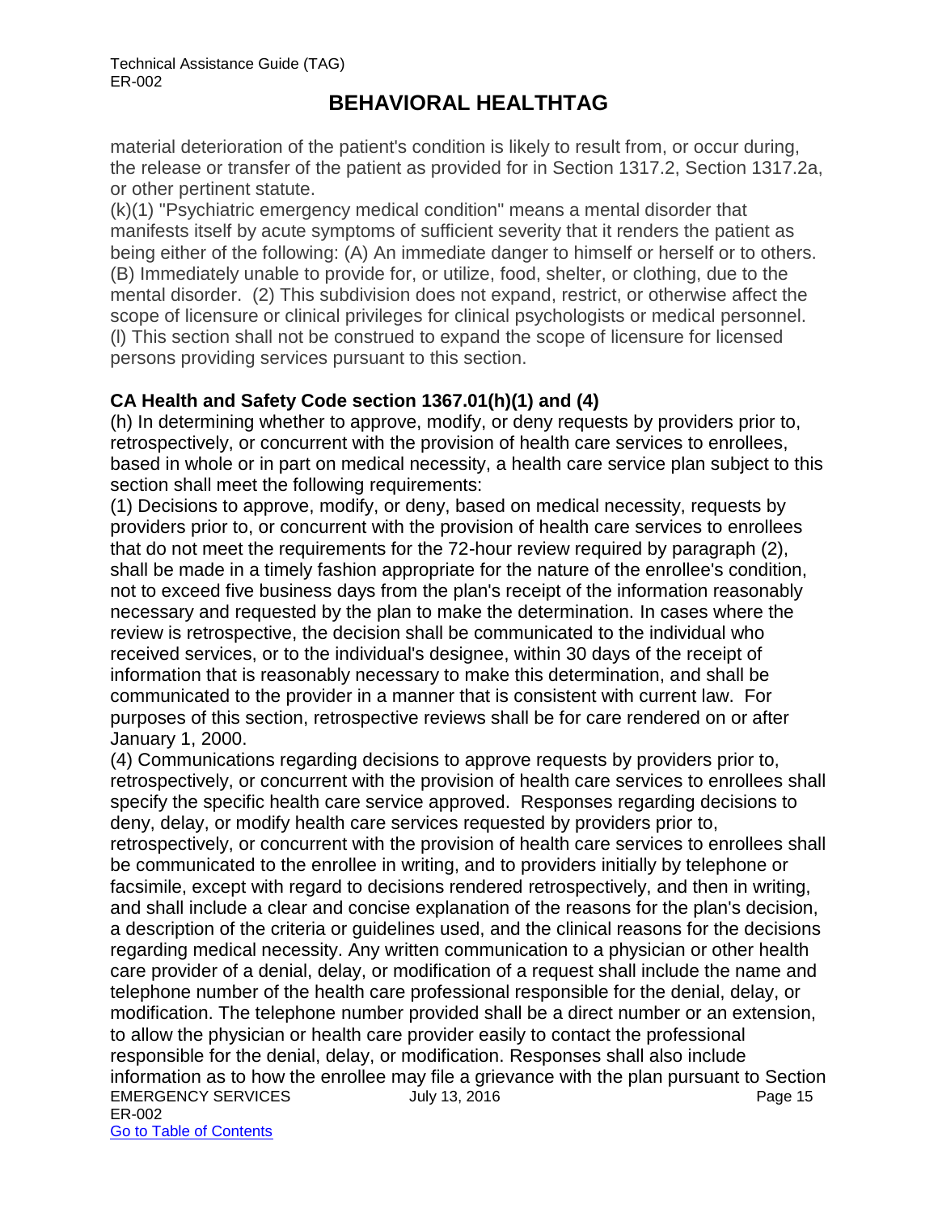material deterioration of the patient's condition is likely to result from, or occur during, the release or transfer of the patient as provided for in Section 1317.2, Section 1317.2a, or other pertinent statute.

(k)(1) "Psychiatric emergency medical condition" means a mental disorder that manifests itself by acute symptoms of sufficient severity that it renders the patient as being either of the following: (A) An immediate danger to himself or herself or to others. (B) Immediately unable to provide for, or utilize, food, shelter, or clothing, due to the mental disorder. (2) This subdivision does not expand, restrict, or otherwise affect the scope of licensure or clinical privileges for clinical psychologists or medical personnel. (l) This section shall not be construed to expand the scope of licensure for licensed persons providing services pursuant to this section.

**CA Health and Safety Code section 1367.01(h)(1) and (4)**

(h) In determining whether to approve, modify, or deny requests by providers prior to, retrospectively, or concurrent with the provision of health care services to enrollees, based in whole or in part on medical necessity, a health care service plan subject to this section shall meet the following requirements:

(1) Decisions to approve, modify, or deny, based on medical necessity, requests by providers prior to, or concurrent with the provision of health care services to enrollees that do not meet the requirements for the 72-hour review required by paragraph (2), shall be made in a timely fashion appropriate for the nature of the enrollee's condition, not to exceed five business days from the plan's receipt of the information reasonably necessary and requested by the plan to make the determination. In cases where the review is retrospective, the decision shall be communicated to the individual who received services, or to the individual's designee, within 30 days of the receipt of information that is reasonably necessary to make this determination, and shall be communicated to the provider in a manner that is consistent with current law. For purposes of this section, retrospective reviews shall be for care rendered on or after January 1, 2000.

(4) Communications regarding decisions to approve requests by providers prior to, retrospectively, or concurrent with the provision of health care services to enrollees shall specify the specific health care service approved. Responses regarding decisions to deny, delay, or modify health care services requested by providers prior to, retrospectively, or concurrent with the provision of health care services to enrollees shall be communicated to the enrollee in writing, and to providers initially by telephone or facsimile, except with regard to decisions rendered retrospectively, and then in writing, and shall include a clear and concise explanation of the reasons for the plan's decision, a description of the criteria or guidelines used, and the clinical reasons for the decisions regarding medical necessity. Any written communication to a physician or other health care provider of a denial, delay, or modification of a request shall include the name and telephone number of the health care professional responsible for the denial, delay, or modification. The telephone number provided shall be a direct number or an extension, to allow the physician or health care provider easily to contact the professional responsible for the denial, delay, or modification. Responses shall also include information as to how the enrollee may file a grievance with the plan pursuant to Section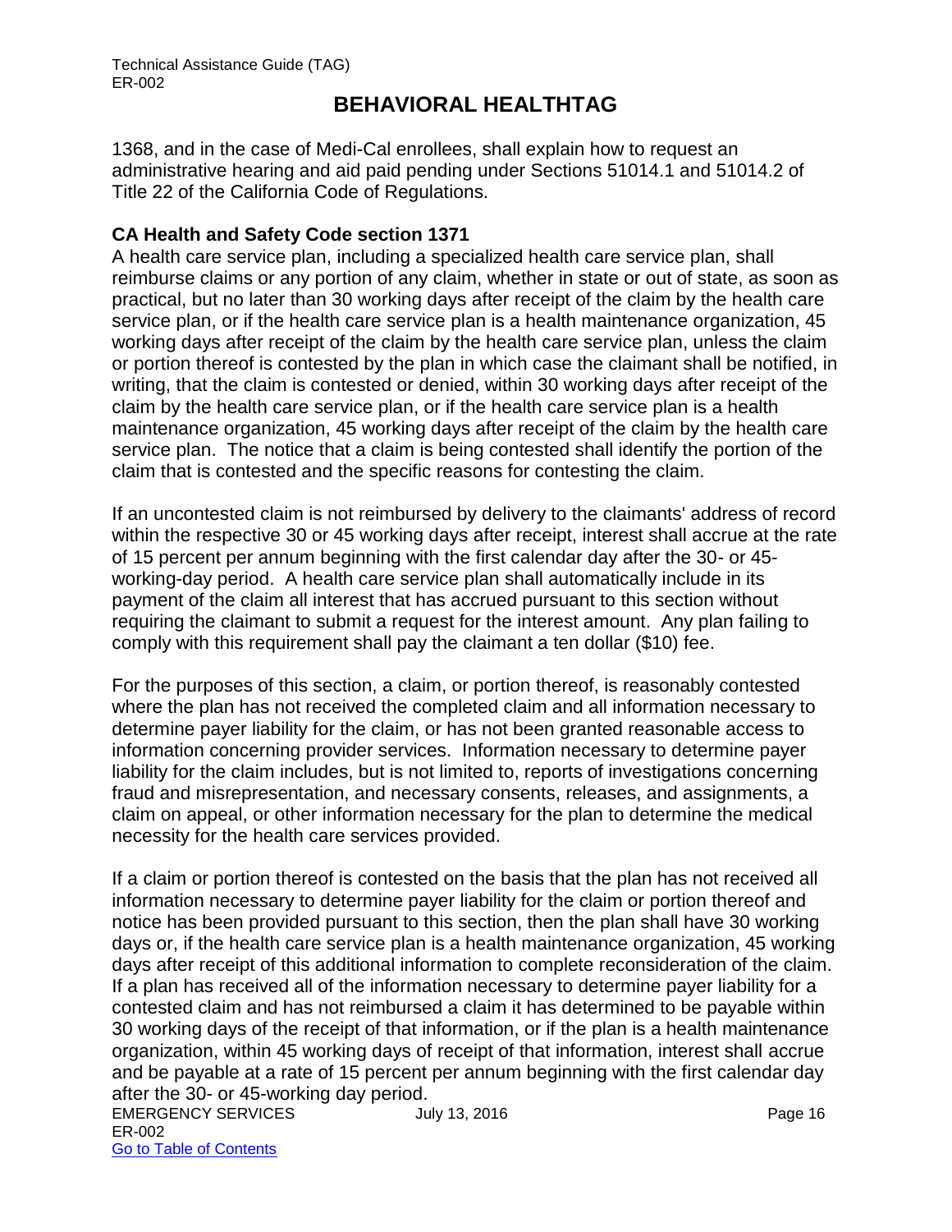1368, and in the case of Medi-Cal enrollees, shall explain how to request an administrative hearing and aid paid pending under Sections 51014.1 and 51014.2 of Title 22 of the California Code of Regulations.

**CA Health and Safety Code section 1371**

A health care service plan, including a specialized health care service plan, shall reimburse claims or any portion of any claim, whether in state or out of state, as soon as practical, but no later than 30 working days after receipt of the claim by the health care service plan, or if the health care service plan is a health maintenance organization, 45 working days after receipt of the claim by the health care service plan, unless the claim or portion thereof is contested by the plan in which case the claimant shall be notified, in writing, that the claim is contested or denied, within 30 working days after receipt of the claim by the health care service plan, or if the health care service plan is a health maintenance organization, 45 working days after receipt of the claim by the health care service plan. The notice that a claim is being contested shall identify the portion of the claim that is contested and the specific reasons for contesting the claim.

If an uncontested claim is not reimbursed by delivery to the claimants' address of record within the respective 30 or 45 working days after receipt, interest shall accrue at the rate of 15 percent per annum beginning with the first calendar day after the 30- or 45-working-day period. A health care service plan shall automatically include in its payment of the claim all interest that has accrued pursuant to this section without requiring the claimant to submit a request for the interest amount. Any plan failing to comply with this requirement shall pay the claimant a ten dollar ($10) fee.

For the purposes of this section, a claim, or portion thereof, is reasonably contested where the plan has not received the completed claim and all information necessary to determine payer liability for the claim, or has not been granted reasonable access to information concerning provider services. Information necessary to determine payer liability for the claim includes, but is not limited to, reports of investigations concerning fraud and misrepresentation, and necessary consents, releases, and assignments, a claim on appeal, or other information necessary for the plan to determine the medical necessity for the health care services provided.

If a claim or portion thereof is contested on the basis that the plan has not received all information necessary to determine payer liability for the claim or portion thereof and notice has been provided pursuant to this section, then the plan shall have 30 working days or, if the health care service plan is a health maintenance organization, 45 working days after receipt of this additional information to complete reconsideration of the claim. If a plan has received all of the information necessary to determine payer liability for a contested claim and has not reimbursed a claim it has determined to be payable within 30 working days of the receipt of that information, or if the plan is a health maintenance organization, within 45 working days of receipt of that information, interest shall accrue and be payable at a rate of 15 percent per annum beginning with the first calendar day after the 30- or 45-working day period.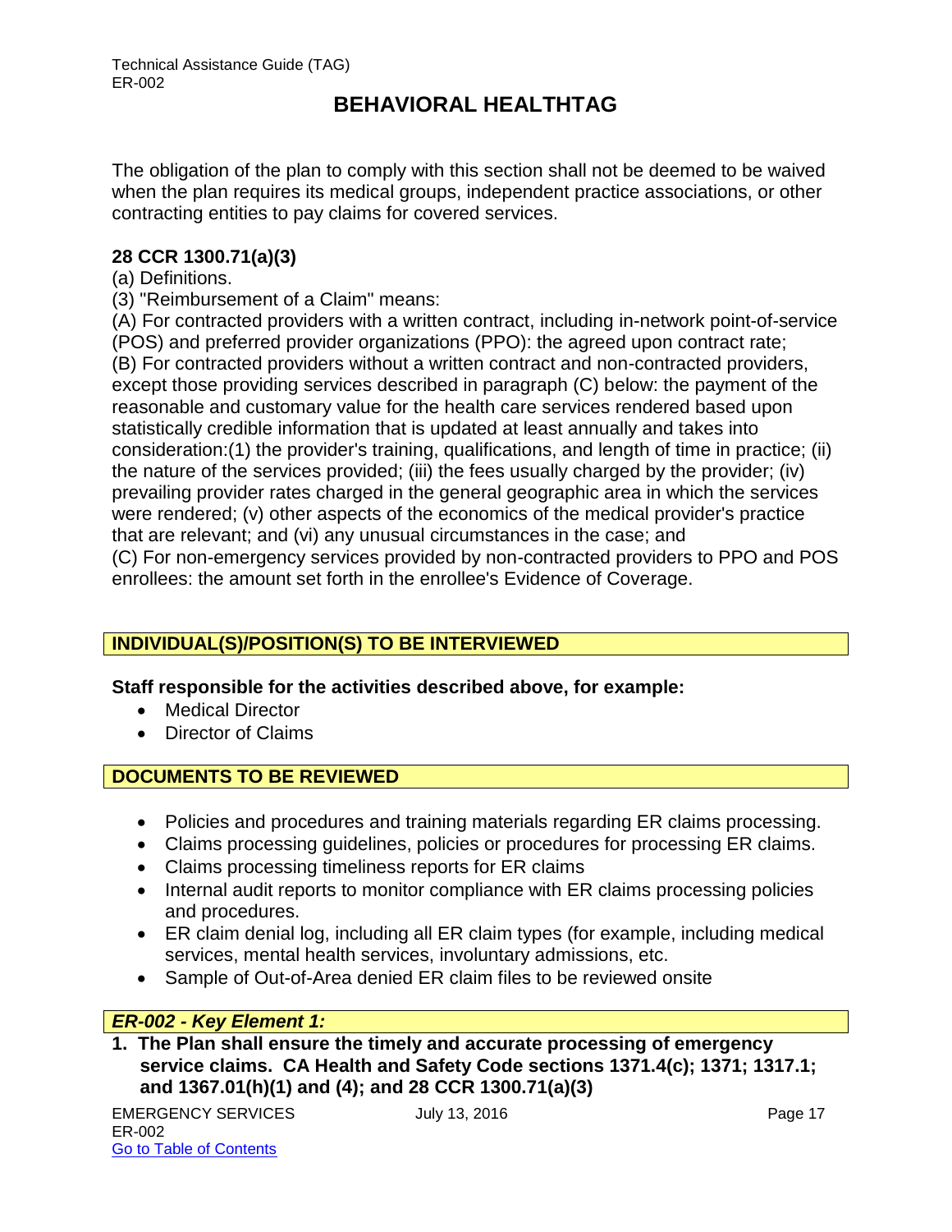The obligation of the plan to comply with this section shall not be deemed to be waived when the plan requires its medical groups, independent practice associations, or other contracting entities to pay claims for covered services.

**28 CCR 1300.71(a)(3)**

(a) Definitions.

(3) "Reimbursement of a Claim" means:

(A) For contracted providers with a written contract, including in-network point-of-service (POS) and preferred provider organizations (PPO): the agreed upon contract rate;

(B) For contracted providers without a written contract and non-contracted providers, except those providing services described in paragraph (C) below: the payment of the reasonable and customary value for the health care services rendered based upon statistically credible information that is updated at least annually and takes into consideration:(1) the provider's training, qualifications, and length of time in practice; (ii) the nature of the services provided; (iii) the fees usually charged by the provider; (iv) prevailing provider rates charged in the general geographic area in which the services were rendered; (v) other aspects of the economics of the medical provider's practice that are relevant; and (vi) any unusual circumstances in the case; and

(C) For non-emergency services provided by non-contracted providers to PPO and POS enrollees: the amount set forth in the enrollee's Evidence of Coverage.

## INDIVIDUAL(S)/POSITION(S) TO BE INTERVIEWED

**Staff responsible for the activities described above, for example:**

- Medical Director
- Director of Claims

## DOCUMENTS TO BE REVIEWED

- Policies and procedures and training materials regarding ER claims processing.
- Claims processing guidelines, policies or procedures for processing ER claims.
- Claims processing timeliness reports for ER claims
- Internal audit reports to monitor compliance with ER claims processing policies and procedures.
- ER claim denial log, including all ER claim types (for example, including medical services, mental health services, involuntary admissions, etc.
- Sample of Out-of-Area denied ER claim files to be reviewed onsite

## *ER-002 - Key Element 1:*

**1. The Plan shall ensure the timely and accurate processing of emergency service claims. CA Health and Safety Code sections 1371.4(c); 1371; 1317.1; and 1367.01(h)(1) and (4); and 28 CCR 1300.71(a)(3)**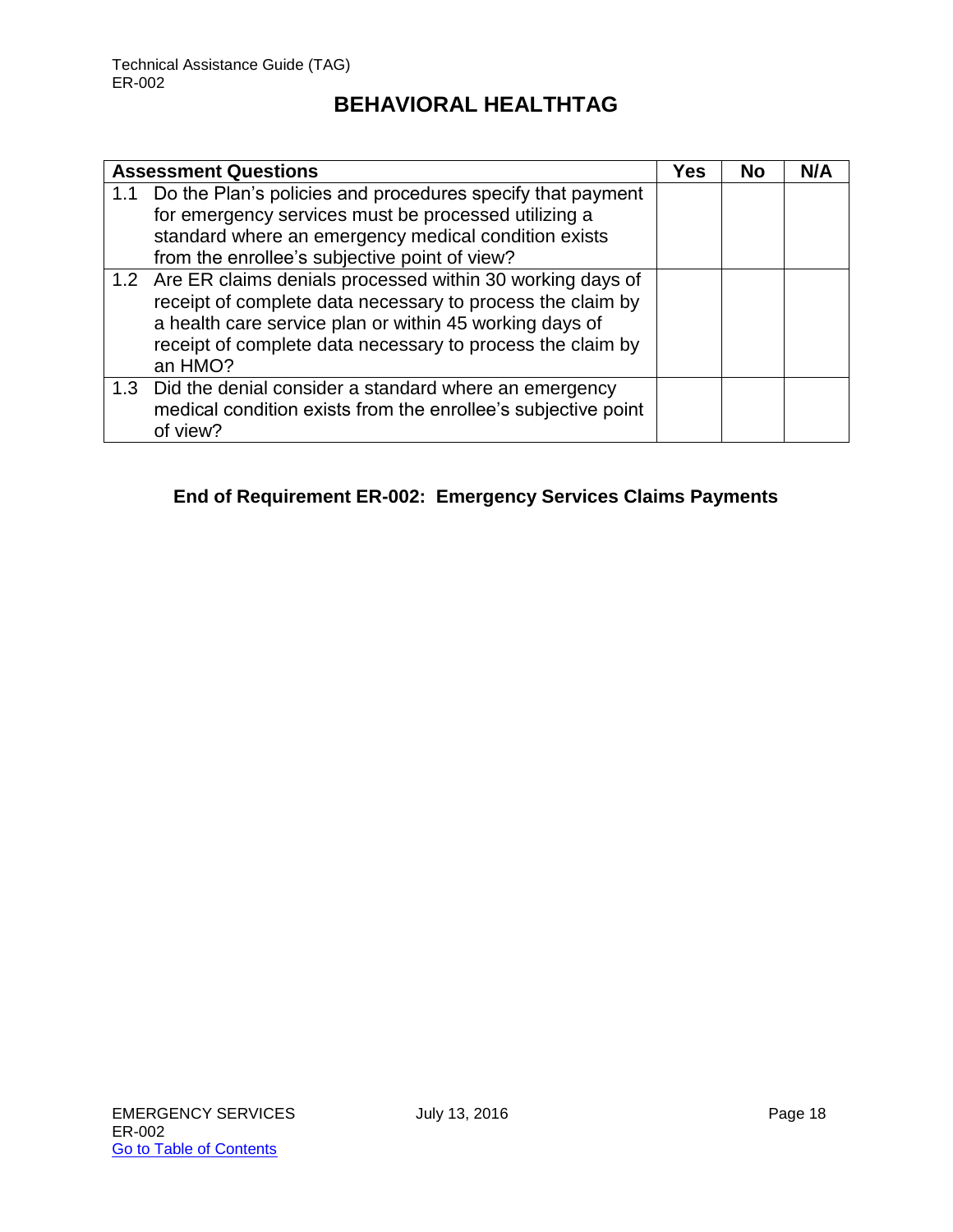| Assessment Questions | Yes | No | N/A |
|---|---|---|---|
| 1.1 Do the Plan's policies and procedures specify that payment for emergency services must be processed utilizing a standard where an emergency medical condition exists from the enrollee's subjective point of view? | | | |
| 1.2 Are ER claims denials processed within 30 working days of receipt of complete data necessary to process the claim by a health care service plan or within 45 working days of receipt of complete data necessary to process the claim by an HMO? | | | |
| 1.3 Did the denial consider a standard where an emergency medical condition exists from the enrollee's subjective point of view? | | | |

**End of Requirement ER-002: Emergency Services Claims Payments**